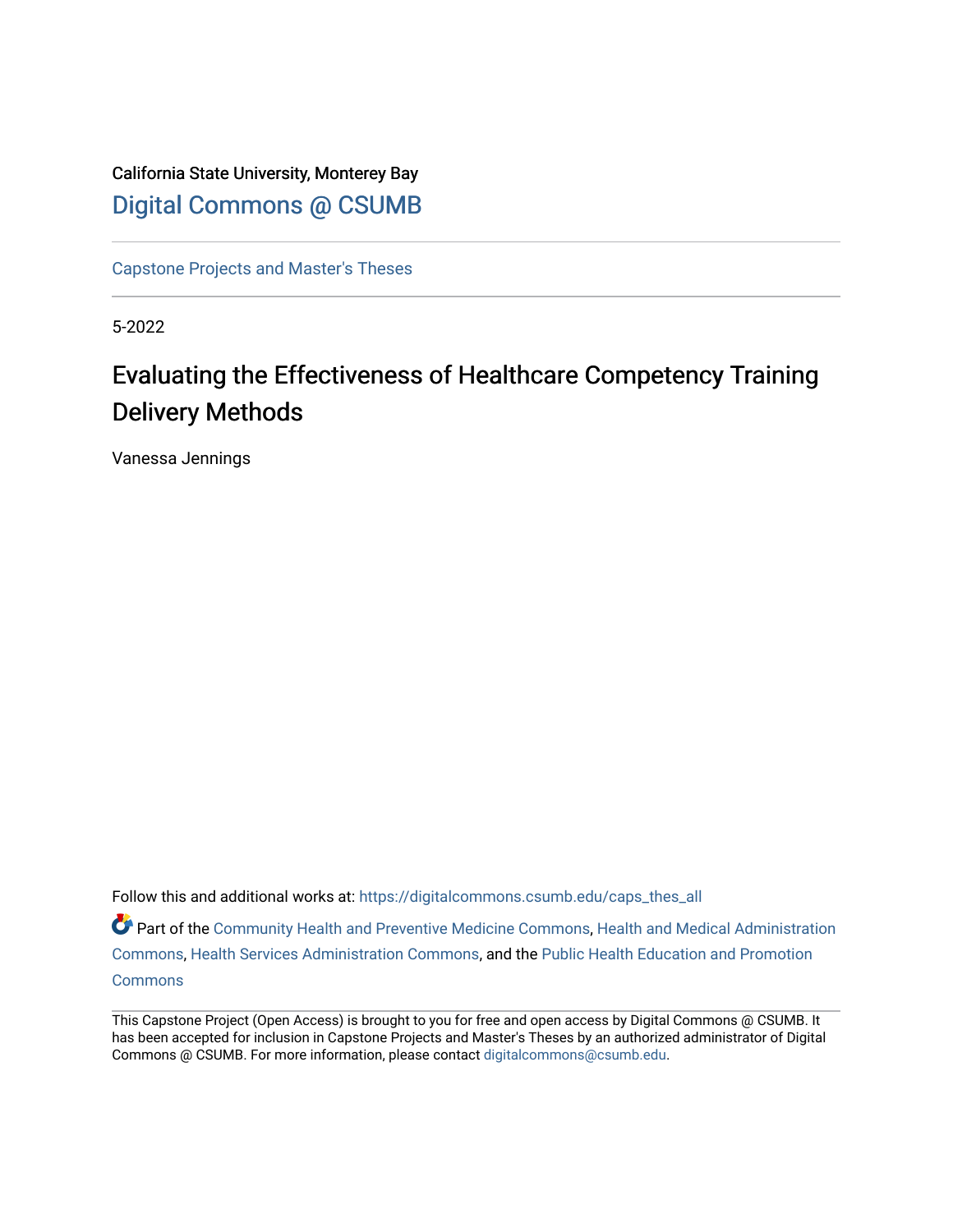California State University, Monterey Bay

Digital Commons @ CSUMB

---

Capstone Projects and Master's Theses

---

5-2022

# Evaluating the Effectiveness of Healthcare Competency Training Delivery Methods

Vanessa Jennings

Follow this and additional works at: https://digitalcommons.csumb.edu/caps_thes_all

Part of the Community Health and Preventive Medicine Commons, Health and Medical Administration Commons, Health Services Administration Commons, and the Public Health Education and Promotion Commons

---

This Capstone Project (Open Access) is brought to you for free and open access by Digital Commons @ CSUMB. It has been accepted for inclusion in Capstone Projects and Master's Theses by an authorized administrator of Digital Commons @ CSUMB. For more information, please contact digitalcommons@csumb.edu.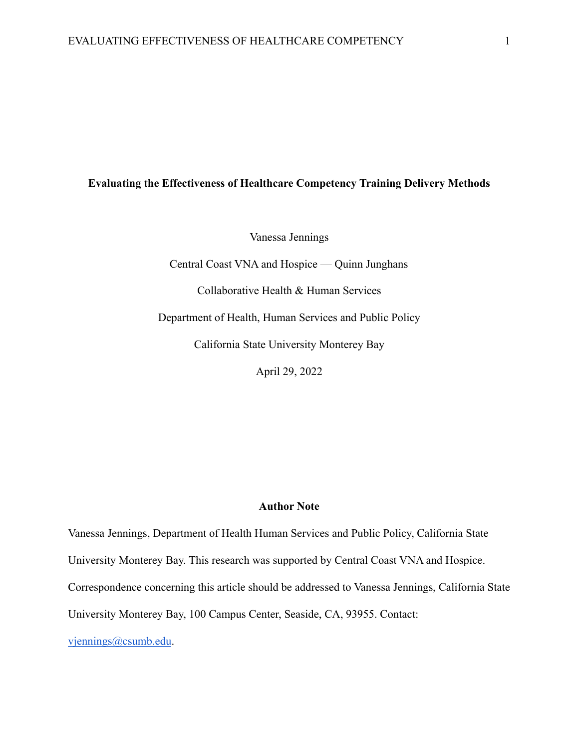**Evaluating the Effectiveness of Healthcare Competency Training Delivery Methods**

Vanessa Jennings

Central Coast VNA and Hospice — Quinn Junghans

Collaborative Health & Human Services

Department of Health, Human Services and Public Policy

California State University Monterey Bay

April 29, 2022

**Author Note**

Vanessa Jennings, Department of Health Human Services and Public Policy, California State University Monterey Bay. This research was supported by Central Coast VNA and Hospice. Correspondence concerning this article should be addressed to Vanessa Jennings, California State University Monterey Bay, 100 Campus Center, Seaside, CA, 93955. Contact: vjennings@csumb.edu.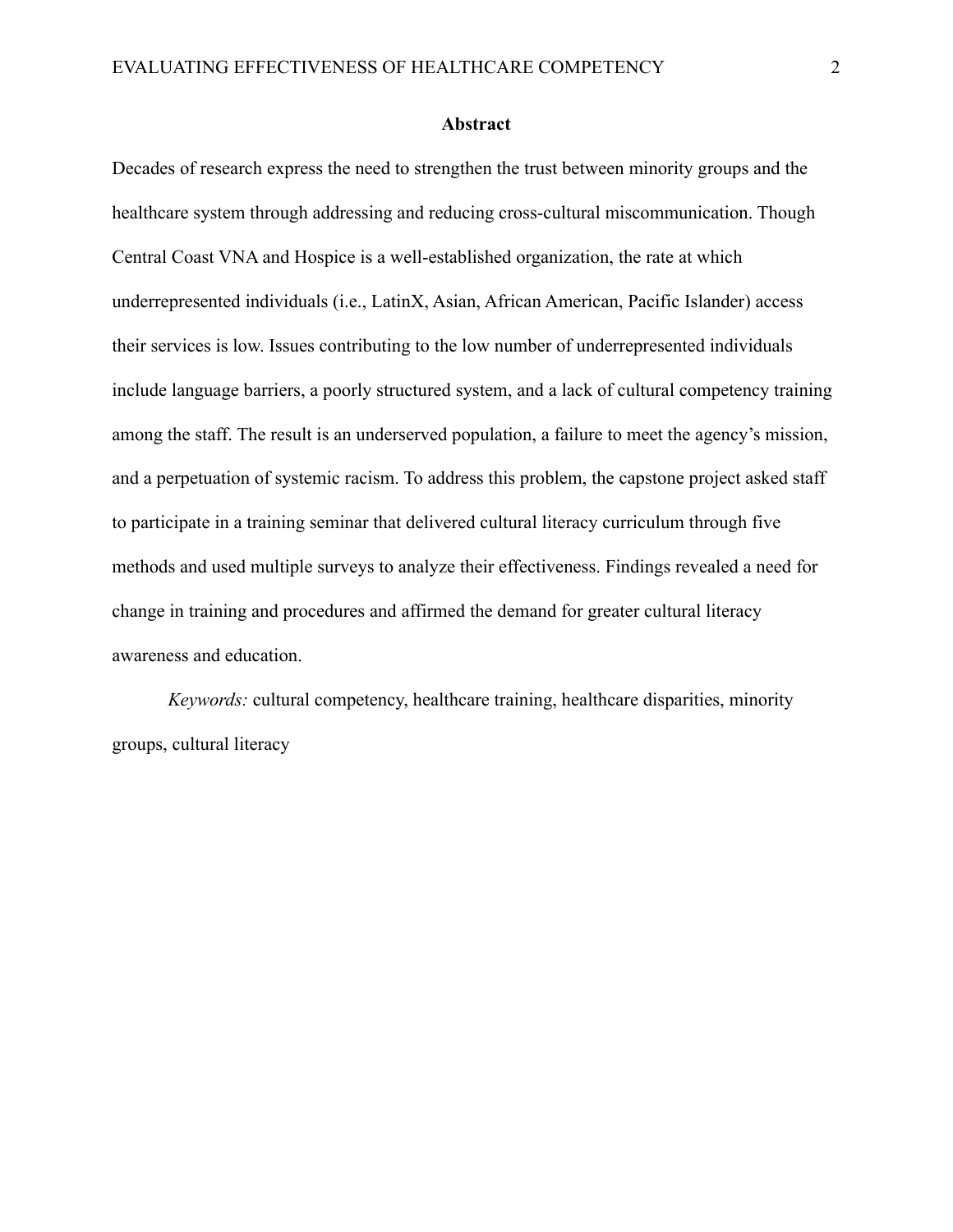## Abstract

Decades of research express the need to strengthen the trust between minority groups and the healthcare system through addressing and reducing cross-cultural miscommunication. Though Central Coast VNA and Hospice is a well-established organization, the rate at which underrepresented individuals (i.e., LatinX, Asian, African American, Pacific Islander) access their services is low. Issues contributing to the low number of underrepresented individuals include language barriers, a poorly structured system, and a lack of cultural competency training among the staff. The result is an underserved population, a failure to meet the agency's mission, and a perpetuation of systemic racism. To address this problem, the capstone project asked staff to participate in a training seminar that delivered cultural literacy curriculum through five methods and used multiple surveys to analyze their effectiveness. Findings revealed a need for change in training and procedures and affirmed the demand for greater cultural literacy awareness and education.

*Keywords:* cultural competency, healthcare training, healthcare disparities, minority groups, cultural literacy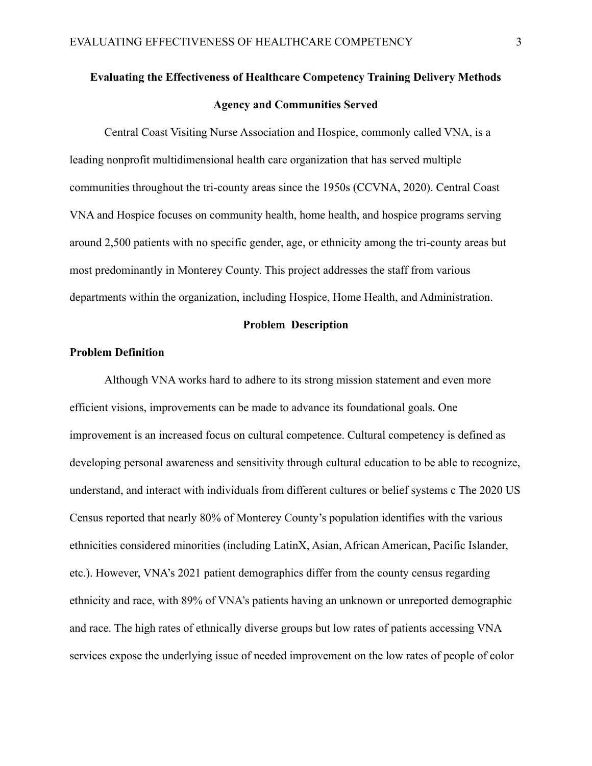## Evaluating the Effectiveness of Healthcare Competency Training Delivery Methods

## Agency and Communities Served

Central Coast Visiting Nurse Association and Hospice, commonly called VNA, is a leading nonprofit multidimensional health care organization that has served multiple communities throughout the tri-county areas since the 1950s (CCVNA, 2020). Central Coast VNA and Hospice focuses on community health, home health, and hospice programs serving around 2,500 patients with no specific gender, age, or ethnicity among the tri-county areas but most predominantly in Monterey County. This project addresses the staff from various departments within the organization, including Hospice, Home Health, and Administration.

## Problem Description

### Problem Definition

Although VNA works hard to adhere to its strong mission statement and even more efficient visions, improvements can be made to advance its foundational goals. One improvement is an increased focus on cultural competence. Cultural competency is defined as developing personal awareness and sensitivity through cultural education to be able to recognize, understand, and interact with individuals from different cultures or belief systems c The 2020 US Census reported that nearly 80% of Monterey County's population identifies with the various ethnicities considered minorities (including LatinX, Asian, African American, Pacific Islander, etc.). However, VNA's 2021 patient demographics differ from the county census regarding ethnicity and race, with 89% of VNA's patients having an unknown or unreported demographic and race. The high rates of ethnically diverse groups but low rates of patients accessing VNA services expose the underlying issue of needed improvement on the low rates of people of color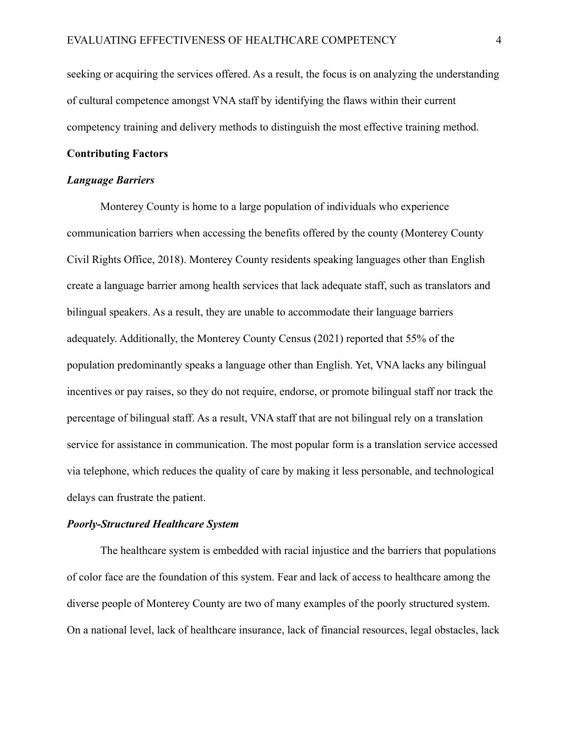seeking or acquiring the services offered. As a result, the focus is on analyzing the understanding of cultural competence amongst VNA staff by identifying the flaws within their current competency training and delivery methods to distinguish the most effective training method.

## Contributing Factors

### *Language Barriers*

Monterey County is home to a large population of individuals who experience communication barriers when accessing the benefits offered by the county (Monterey County Civil Rights Office, 2018). Monterey County residents speaking languages other than English create a language barrier among health services that lack adequate staff, such as translators and bilingual speakers. As a result, they are unable to accommodate their language barriers adequately. Additionally, the Monterey County Census (2021) reported that 55% of the population predominantly speaks a language other than English. Yet, VNA lacks any bilingual incentives or pay raises, so they do not require, endorse, or promote bilingual staff nor track the percentage of bilingual staff. As a result, VNA staff that are not bilingual rely on a translation service for assistance in communication. The most popular form is a translation service accessed via telephone, which reduces the quality of care by making it less personable, and technological delays can frustrate the patient.

### *Poorly-Structured Healthcare System*

The healthcare system is embedded with racial injustice and the barriers that populations of color face are the foundation of this system. Fear and lack of access to healthcare among the diverse people of Monterey County are two of many examples of the poorly structured system. On a national level, lack of healthcare insurance, lack of financial resources, legal obstacles, lack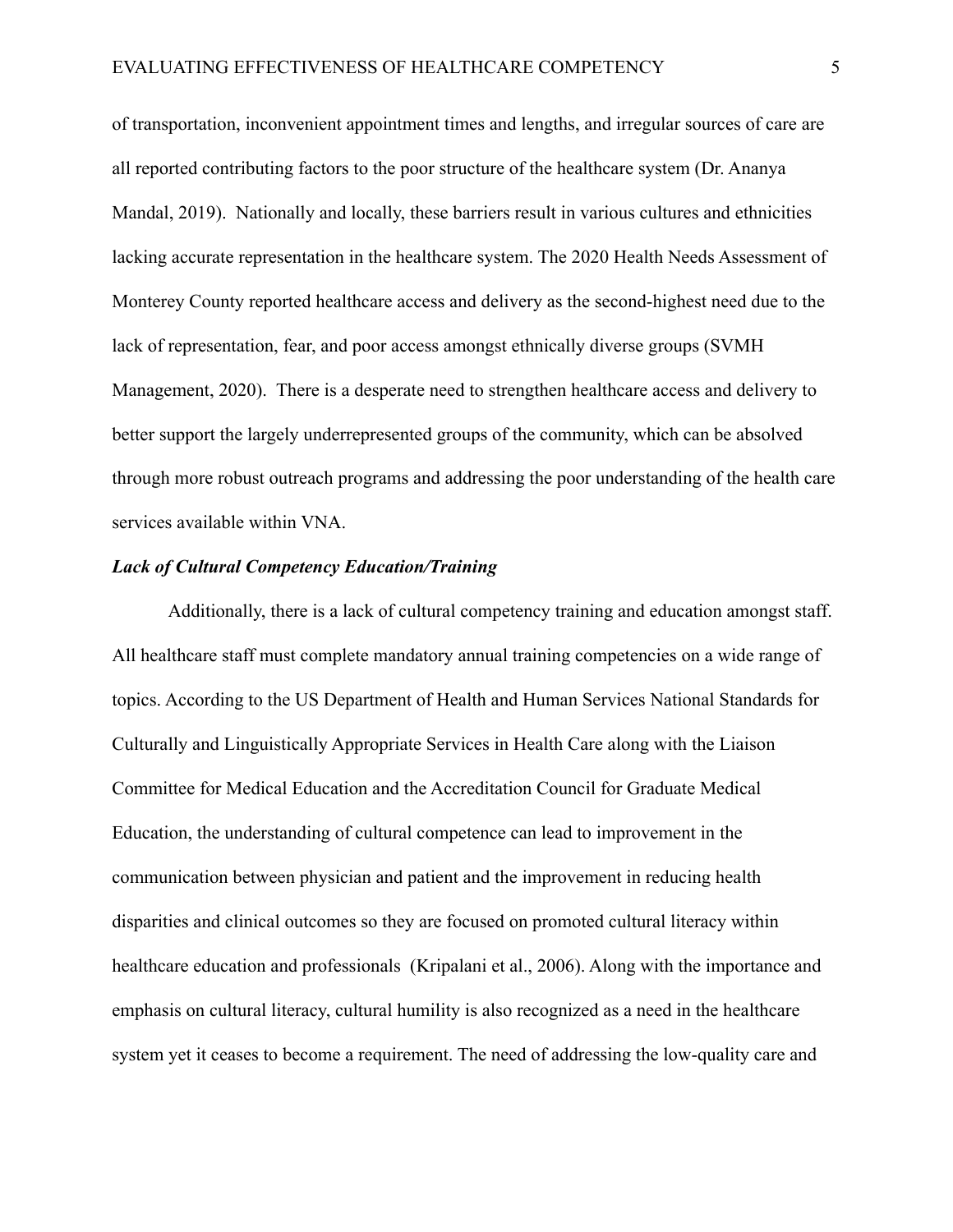of transportation, inconvenient appointment times and lengths, and irregular sources of care are all reported contributing factors to the poor structure of the healthcare system (Dr. Ananya Mandal, 2019). Nationally and locally, these barriers result in various cultures and ethnicities lacking accurate representation in the healthcare system. The 2020 Health Needs Assessment of Monterey County reported healthcare access and delivery as the second-highest need due to the lack of representation, fear, and poor access amongst ethnically diverse groups (SVMH Management, 2020). There is a desperate need to strengthen healthcare access and delivery to better support the largely underrepresented groups of the community, which can be absolved through more robust outreach programs and addressing the poor understanding of the health care services available within VNA.

***Lack of Cultural Competency Education/Training***

Additionally, there is a lack of cultural competency training and education amongst staff. All healthcare staff must complete mandatory annual training competencies on a wide range of topics. According to the US Department of Health and Human Services National Standards for Culturally and Linguistically Appropriate Services in Health Care along with the Liaison Committee for Medical Education and the Accreditation Council for Graduate Medical Education, the understanding of cultural competence can lead to improvement in the communication between physician and patient and the improvement in reducing health disparities and clinical outcomes so they are focused on promoted cultural literacy within healthcare education and professionals (Kripalani et al., 2006). Along with the importance and emphasis on cultural literacy, cultural humility is also recognized as a need in the healthcare system yet it ceases to become a requirement. The need of addressing the low-quality care and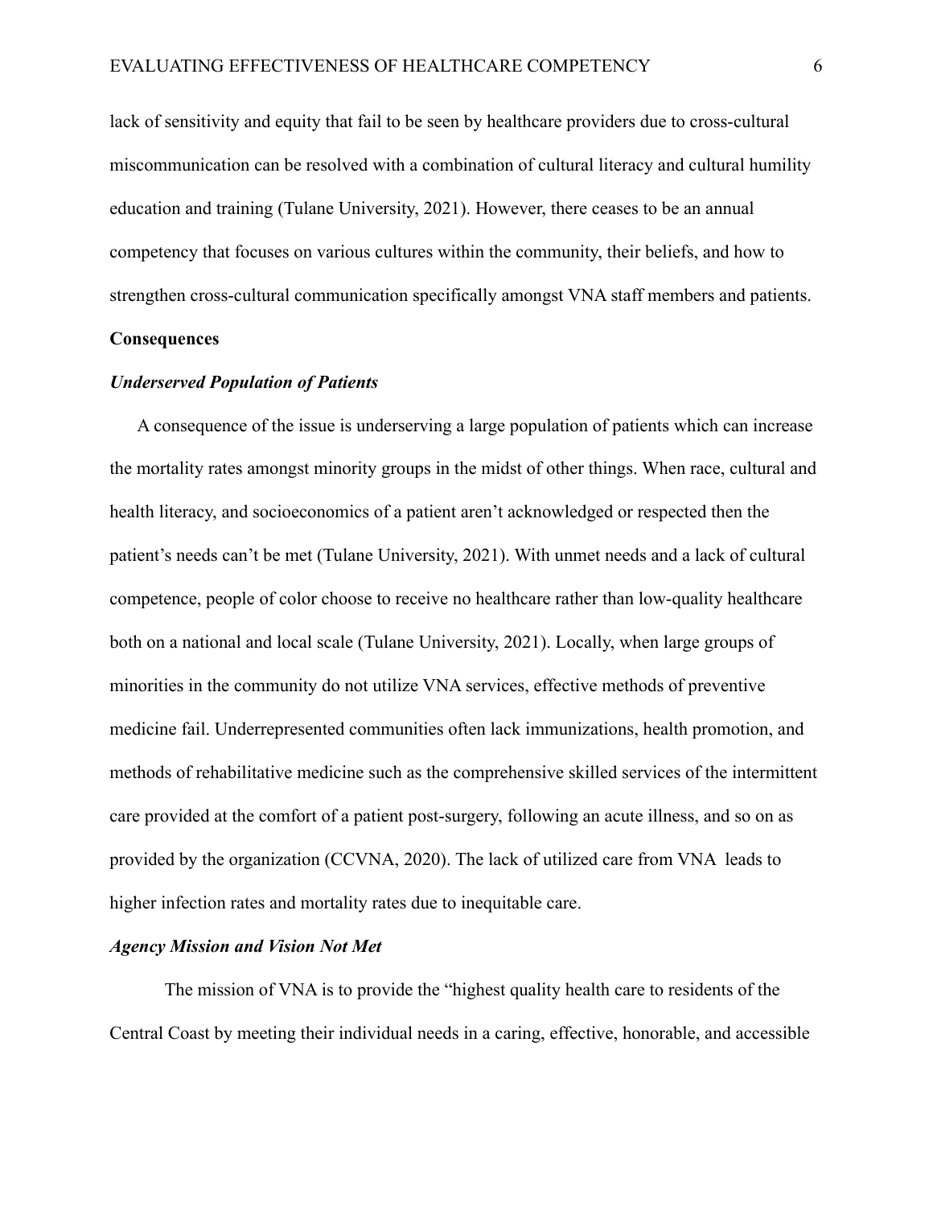lack of sensitivity and equity that fail to be seen by healthcare providers due to cross-cultural miscommunication can be resolved with a combination of cultural literacy and cultural humility education and training (Tulane University, 2021). However, there ceases to be an annual competency that focuses on various cultures within the community, their beliefs, and how to strengthen cross-cultural communication specifically amongst VNA staff members and patients.

**Consequences**

***Underserved Population of Patients***

A consequence of the issue is underserving a large population of patients which can increase the mortality rates amongst minority groups in the midst of other things. When race, cultural and health literacy, and socioeconomics of a patient aren't acknowledged or respected then the patient's needs can't be met (Tulane University, 2021). With unmet needs and a lack of cultural competence, people of color choose to receive no healthcare rather than low-quality healthcare both on a national and local scale (Tulane University, 2021). Locally, when large groups of minorities in the community do not utilize VNA services, effective methods of preventive medicine fail. Underrepresented communities often lack immunizations, health promotion, and methods of rehabilitative medicine such as the comprehensive skilled services of the intermittent care provided at the comfort of a patient post-surgery, following an acute illness, and so on as provided by the organization (CCVNA, 2020). The lack of utilized care from VNA leads to higher infection rates and mortality rates due to inequitable care.

***Agency Mission and Vision Not Met***

The mission of VNA is to provide the "highest quality health care to residents of the Central Coast by meeting their individual needs in a caring, effective, honorable, and accessible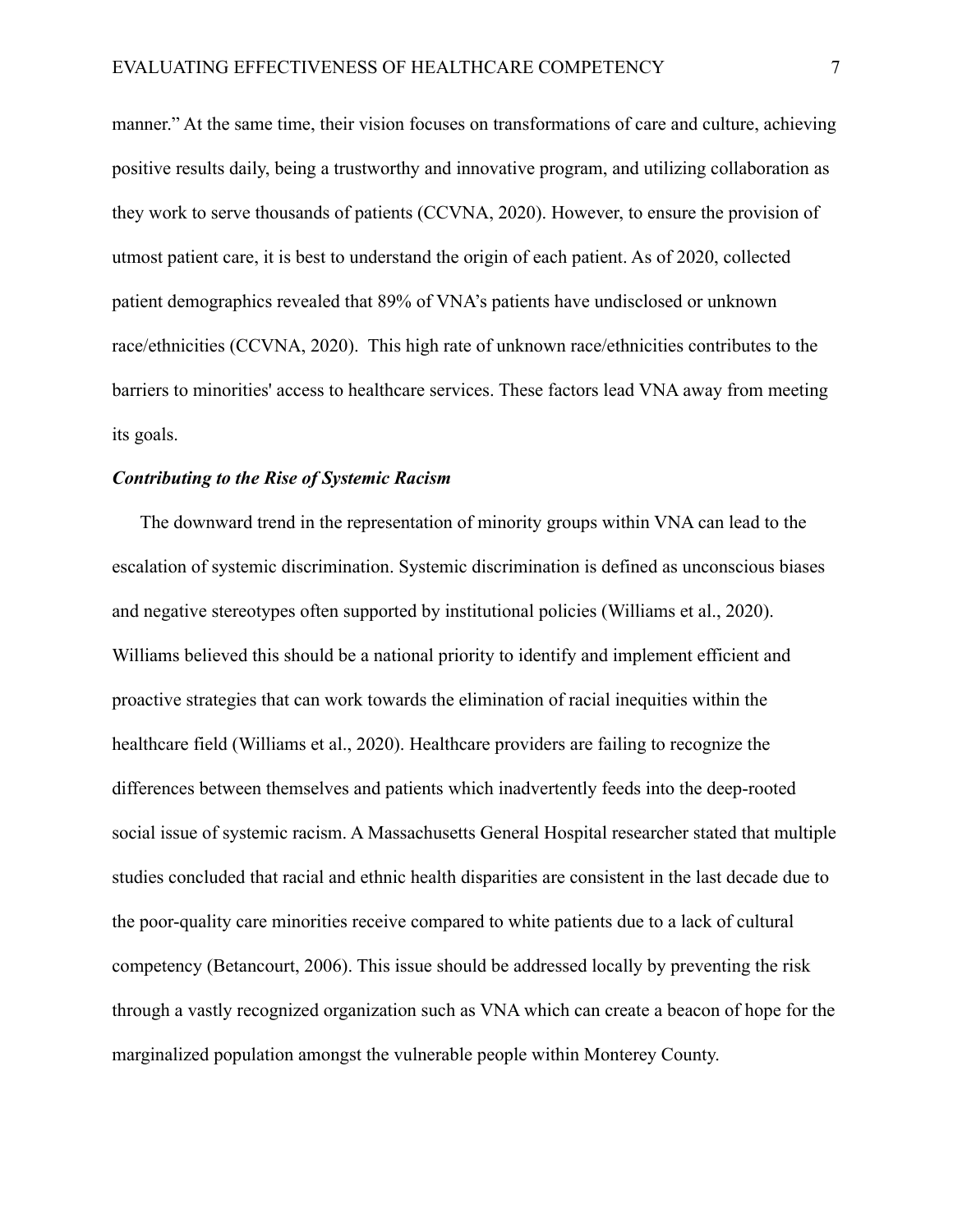manner." At the same time, their vision focuses on transformations of care and culture, achieving positive results daily, being a trustworthy and innovative program, and utilizing collaboration as they work to serve thousands of patients (CCVNA, 2020). However, to ensure the provision of utmost patient care, it is best to understand the origin of each patient. As of 2020, collected patient demographics revealed that 89% of VNA's patients have undisclosed or unknown race/ethnicities (CCVNA, 2020). This high rate of unknown race/ethnicities contributes to the barriers to minorities' access to healthcare services. These factors lead VNA away from meeting its goals.

***Contributing to the Rise of Systemic Racism***

The downward trend in the representation of minority groups within VNA can lead to the escalation of systemic discrimination. Systemic discrimination is defined as unconscious biases and negative stereotypes often supported by institutional policies (Williams et al., 2020). Williams believed this should be a national priority to identify and implement efficient and proactive strategies that can work towards the elimination of racial inequities within the healthcare field (Williams et al., 2020). Healthcare providers are failing to recognize the differences between themselves and patients which inadvertently feeds into the deep-rooted social issue of systemic racism. A Massachusetts General Hospital researcher stated that multiple studies concluded that racial and ethnic health disparities are consistent in the last decade due to the poor-quality care minorities receive compared to white patients due to a lack of cultural competency (Betancourt, 2006). This issue should be addressed locally by preventing the risk through a vastly recognized organization such as VNA which can create a beacon of hope for the marginalized population amongst the vulnerable people within Monterey County.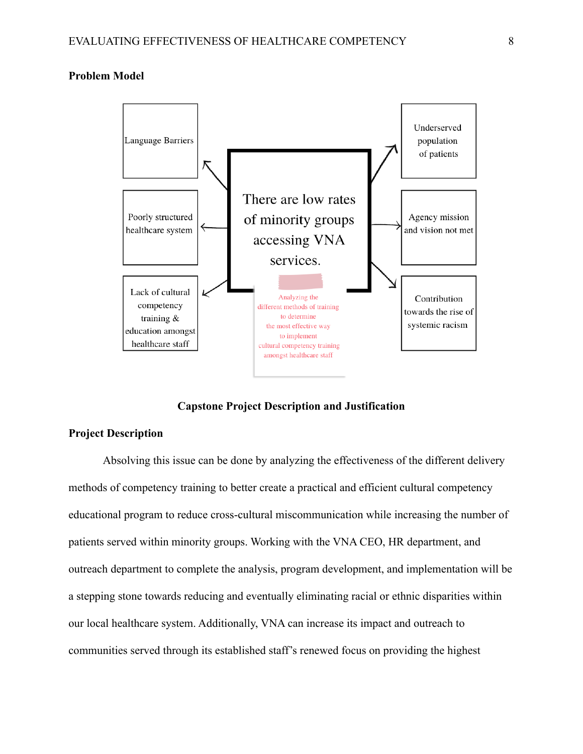**Problem Model**

Language Barriers

Poorly structured healthcare system

Lack of cultural competency training & education amongst healthcare staff

There are low rates of minority groups accessing VNA services.

Analyzing the different methods of training to determine the most effective way to implement cultural competency training amongst healthcare staff

Underserved population of patients

Agency mission and vision not met

Contribution towards the rise of systemic racism

## Capstone Project Description and Justification

**Project Description**

Absolving this issue can be done by analyzing the effectiveness of the different delivery methods of competency training to better create a practical and efficient cultural competency educational program to reduce cross-cultural miscommunication while increasing the number of patients served within minority groups. Working with the VNA CEO, HR department, and outreach department to complete the analysis, program development, and implementation will be a stepping stone towards reducing and eventually eliminating racial or ethnic disparities within our local healthcare system. Additionally, VNA can increase its impact and outreach to communities served through its established staff's renewed focus on providing the highest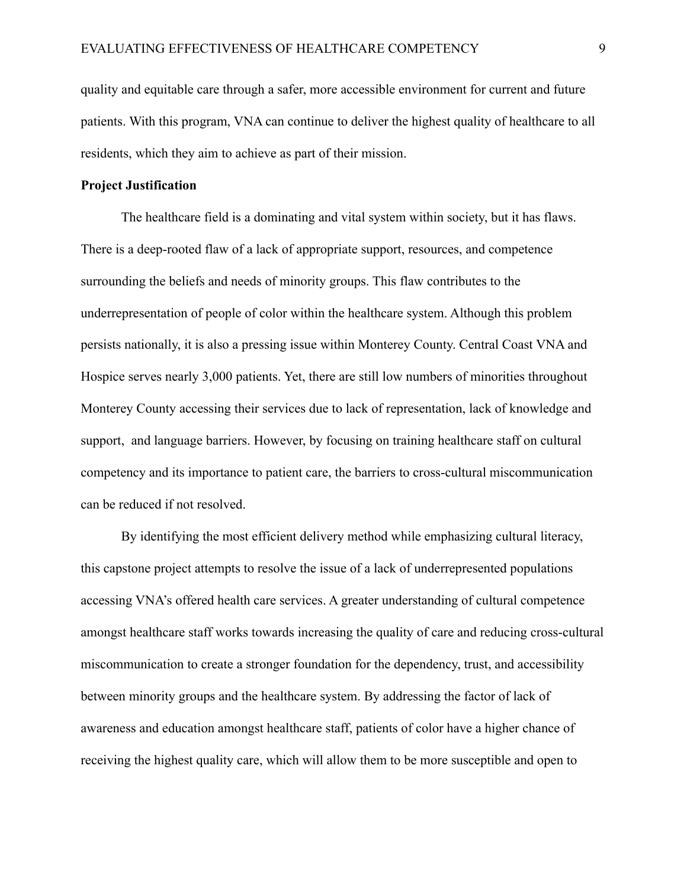quality and equitable care through a safer, more accessible environment for current and future patients. With this program, VNA can continue to deliver the highest quality of healthcare to all residents, which they aim to achieve as part of their mission.

**Project Justification**

The healthcare field is a dominating and vital system within society, but it has flaws. There is a deep-rooted flaw of a lack of appropriate support, resources, and competence surrounding the beliefs and needs of minority groups. This flaw contributes to the underrepresentation of people of color within the healthcare system. Although this problem persists nationally, it is also a pressing issue within Monterey County. Central Coast VNA and Hospice serves nearly 3,000 patients. Yet, there are still low numbers of minorities throughout Monterey County accessing their services due to lack of representation, lack of knowledge and support, and language barriers. However, by focusing on training healthcare staff on cultural competency and its importance to patient care, the barriers to cross-cultural miscommunication can be reduced if not resolved.

By identifying the most efficient delivery method while emphasizing cultural literacy, this capstone project attempts to resolve the issue of a lack of underrepresented populations accessing VNA's offered health care services. A greater understanding of cultural competence amongst healthcare staff works towards increasing the quality of care and reducing cross-cultural miscommunication to create a stronger foundation for the dependency, trust, and accessibility between minority groups and the healthcare system. By addressing the factor of lack of awareness and education amongst healthcare staff, patients of color have a higher chance of receiving the highest quality care, which will allow them to be more susceptible and open to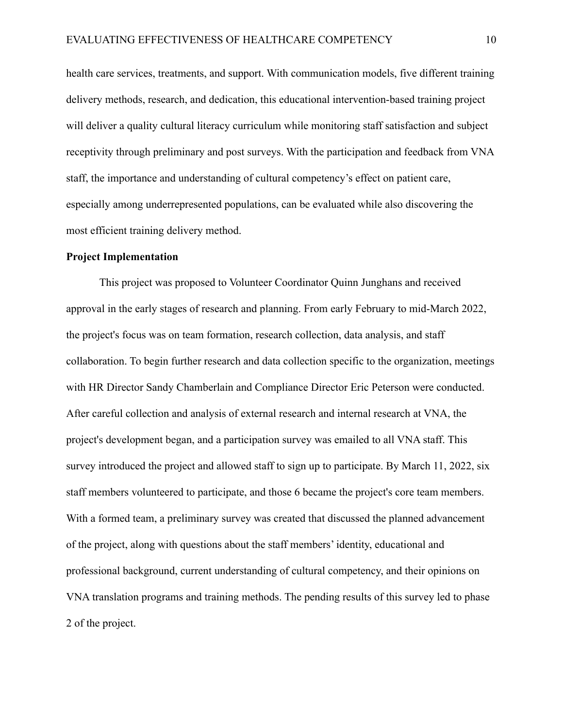health care services, treatments, and support. With communication models, five different training delivery methods, research, and dedication, this educational intervention-based training project will deliver a quality cultural literacy curriculum while monitoring staff satisfaction and subject receptivity through preliminary and post surveys. With the participation and feedback from VNA staff, the importance and understanding of cultural competency's effect on patient care, especially among underrepresented populations, can be evaluated while also discovering the most efficient training delivery method.

**Project Implementation**

This project was proposed to Volunteer Coordinator Quinn Junghans and received approval in the early stages of research and planning. From early February to mid-March 2022, the project's focus was on team formation, research collection, data analysis, and staff collaboration. To begin further research and data collection specific to the organization, meetings with HR Director Sandy Chamberlain and Compliance Director Eric Peterson were conducted. After careful collection and analysis of external research and internal research at VNA, the project's development began, and a participation survey was emailed to all VNA staff. This survey introduced the project and allowed staff to sign up to participate. By March 11, 2022, six staff members volunteered to participate, and those 6 became the project's core team members. With a formed team, a preliminary survey was created that discussed the planned advancement of the project, along with questions about the staff members' identity, educational and professional background, current understanding of cultural competency, and their opinions on VNA translation programs and training methods. The pending results of this survey led to phase 2 of the project.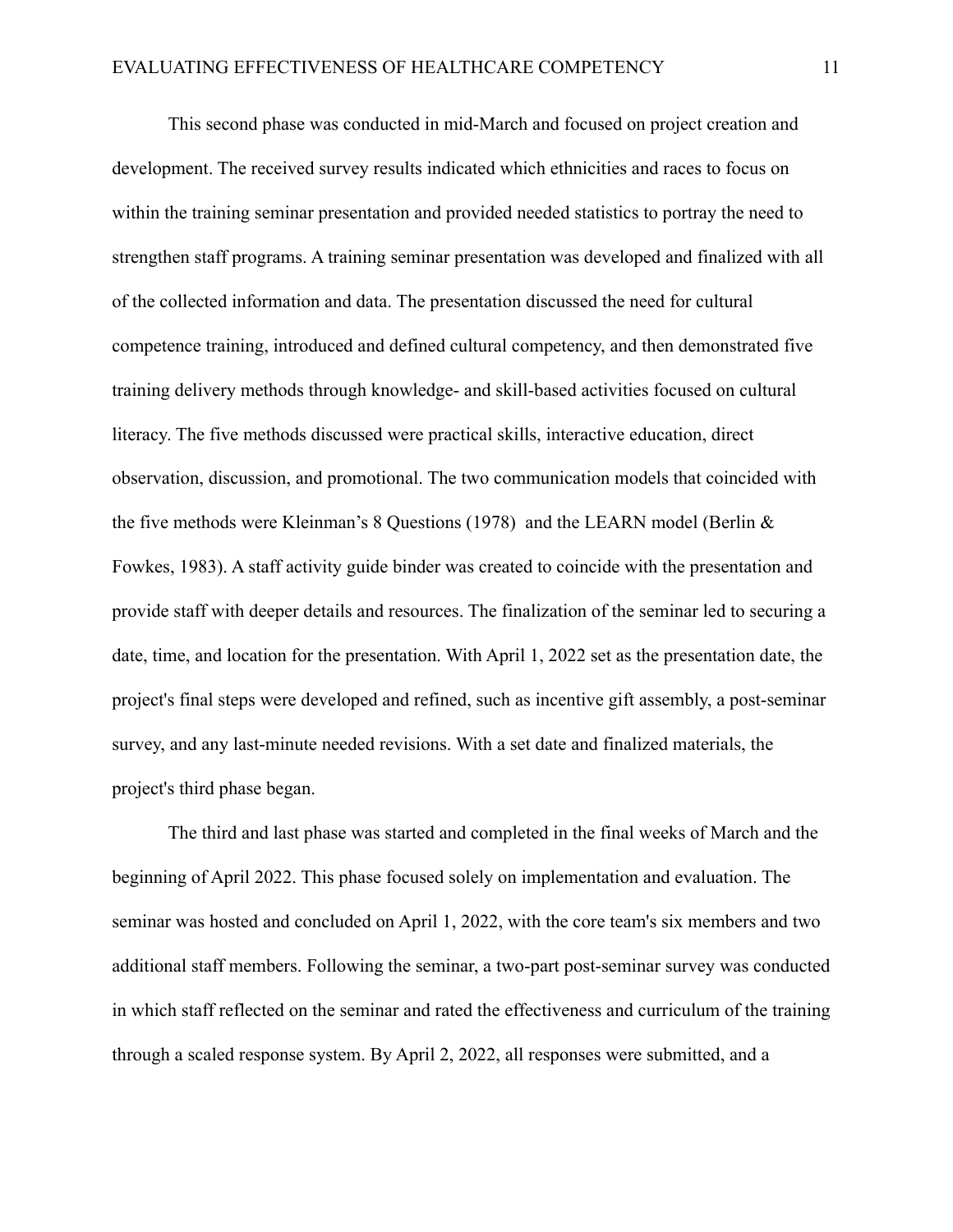This second phase was conducted in mid-March and focused on project creation and development. The received survey results indicated which ethnicities and races to focus on within the training seminar presentation and provided needed statistics to portray the need to strengthen staff programs. A training seminar presentation was developed and finalized with all of the collected information and data. The presentation discussed the need for cultural competence training, introduced and defined cultural competency, and then demonstrated five training delivery methods through knowledge- and skill-based activities focused on cultural literacy. The five methods discussed were practical skills, interactive education, direct observation, discussion, and promotional. The two communication models that coincided with the five methods were Kleinman's 8 Questions (1978) and the LEARN model (Berlin & Fowkes, 1983). A staff activity guide binder was created to coincide with the presentation and provide staff with deeper details and resources. The finalization of the seminar led to securing a date, time, and location for the presentation. With April 1, 2022 set as the presentation date, the project's final steps were developed and refined, such as incentive gift assembly, a post-seminar survey, and any last-minute needed revisions. With a set date and finalized materials, the project's third phase began.

The third and last phase was started and completed in the final weeks of March and the beginning of April 2022. This phase focused solely on implementation and evaluation. The seminar was hosted and concluded on April 1, 2022, with the core team's six members and two additional staff members. Following the seminar, a two-part post-seminar survey was conducted in which staff reflected on the seminar and rated the effectiveness and curriculum of the training through a scaled response system. By April 2, 2022, all responses were submitted, and a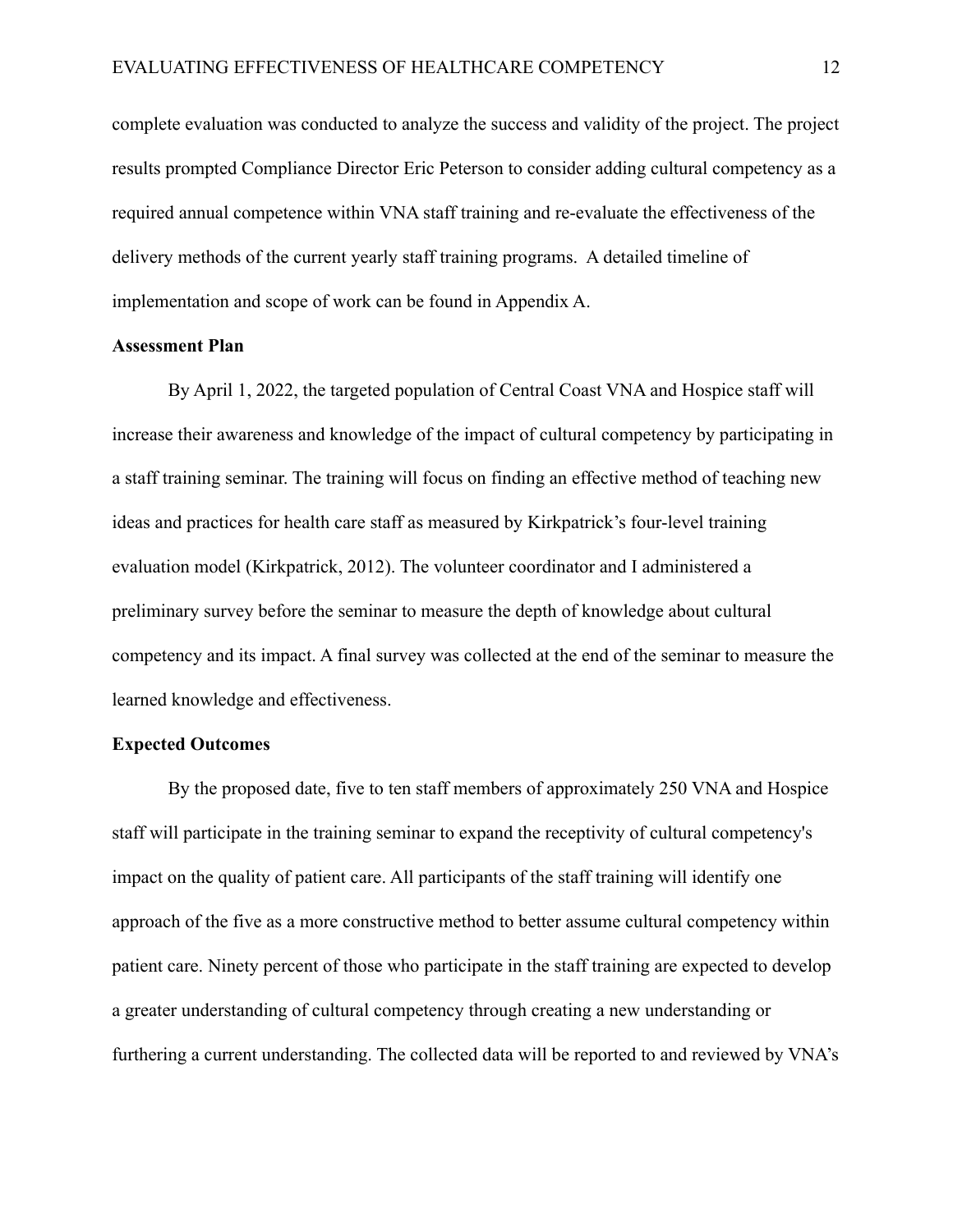complete evaluation was conducted to analyze the success and validity of the project. The project results prompted Compliance Director Eric Peterson to consider adding cultural competency as a required annual competence within VNA staff training and re-evaluate the effectiveness of the delivery methods of the current yearly staff training programs. A detailed timeline of implementation and scope of work can be found in Appendix A.

**Assessment Plan**

By April 1, 2022, the targeted population of Central Coast VNA and Hospice staff will increase their awareness and knowledge of the impact of cultural competency by participating in a staff training seminar. The training will focus on finding an effective method of teaching new ideas and practices for health care staff as measured by Kirkpatrick's four-level training evaluation model (Kirkpatrick, 2012). The volunteer coordinator and I administered a preliminary survey before the seminar to measure the depth of knowledge about cultural competency and its impact. A final survey was collected at the end of the seminar to measure the learned knowledge and effectiveness.

**Expected Outcomes**

By the proposed date, five to ten staff members of approximately 250 VNA and Hospice staff will participate in the training seminar to expand the receptivity of cultural competency's impact on the quality of patient care. All participants of the staff training will identify one approach of the five as a more constructive method to better assume cultural competency within patient care. Ninety percent of those who participate in the staff training are expected to develop a greater understanding of cultural competency through creating a new understanding or furthering a current understanding. The collected data will be reported to and reviewed by VNA's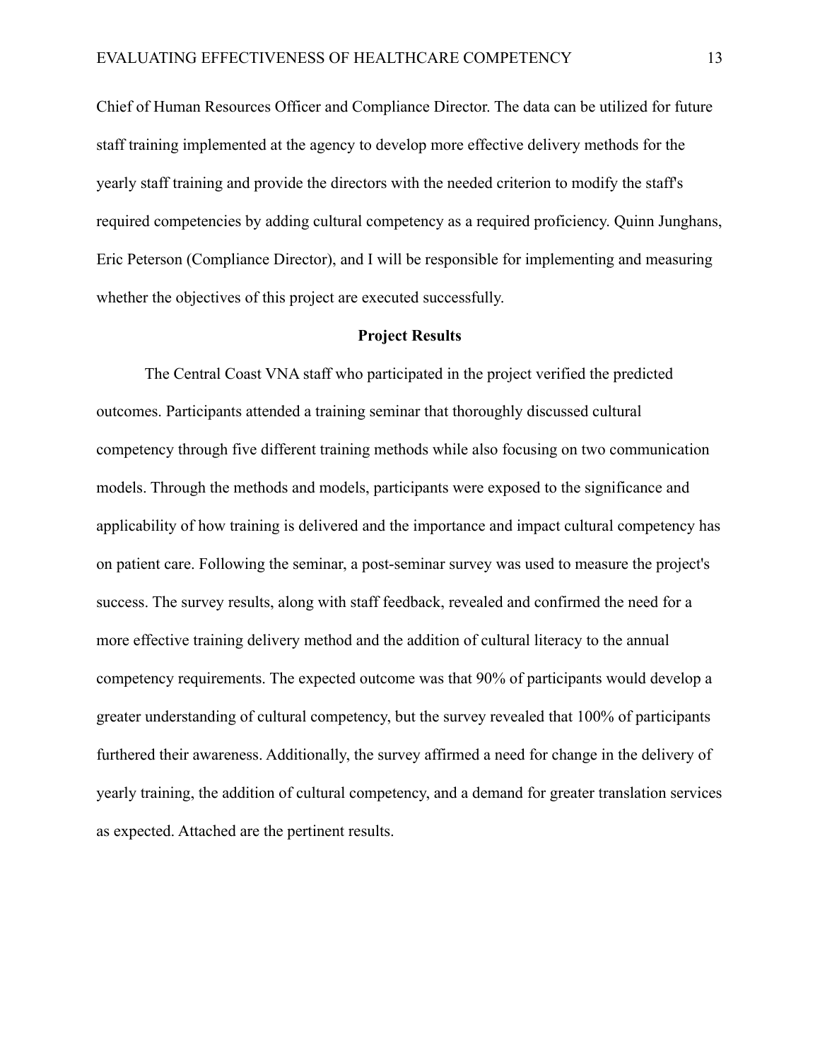Chief of Human Resources Officer and Compliance Director. The data can be utilized for future staff training implemented at the agency to develop more effective delivery methods for the yearly staff training and provide the directors with the needed criterion to modify the staff's required competencies by adding cultural competency as a required proficiency. Quinn Junghans, Eric Peterson (Compliance Director), and I will be responsible for implementing and measuring whether the objectives of this project are executed successfully.

## Project Results

The Central Coast VNA staff who participated in the project verified the predicted outcomes. Participants attended a training seminar that thoroughly discussed cultural competency through five different training methods while also focusing on two communication models. Through the methods and models, participants were exposed to the significance and applicability of how training is delivered and the importance and impact cultural competency has on patient care. Following the seminar, a post-seminar survey was used to measure the project's success. The survey results, along with staff feedback, revealed and confirmed the need for a more effective training delivery method and the addition of cultural literacy to the annual competency requirements. The expected outcome was that 90% of participants would develop a greater understanding of cultural competency, but the survey revealed that 100% of participants furthered their awareness. Additionally, the survey affirmed a need for change in the delivery of yearly training, the addition of cultural competency, and a demand for greater translation services as expected. Attached are the pertinent results.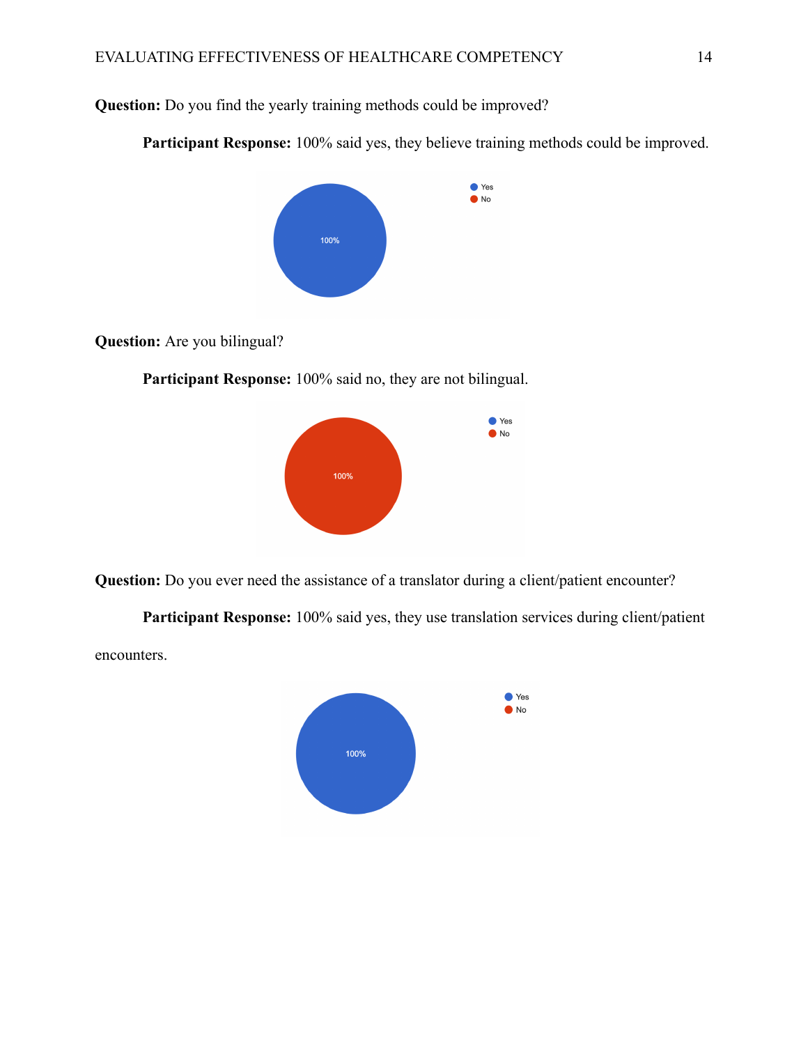**Question:** Do you find the yearly training methods could be improved?

**Participant Response:** 100% said yes, they believe training methods could be improved.

**Question:** Are you bilingual?

**Participant Response:** 100% said no, they are not bilingual.

**Question:** Do you ever need the assistance of a translator during a client/patient encounter?

**Participant Response:** 100% said yes, they use translation services during client/patient encounters.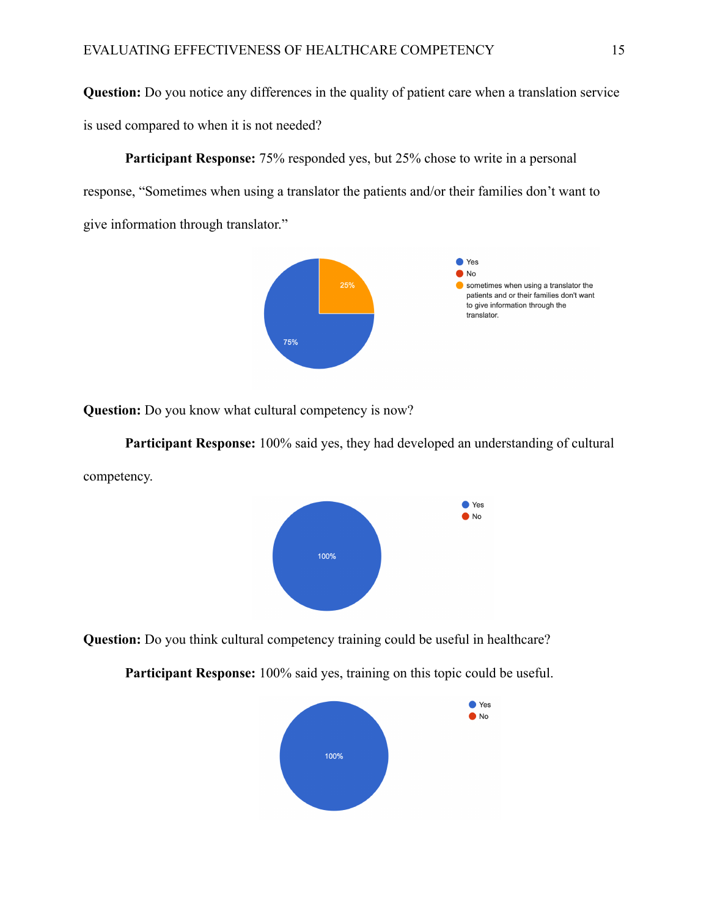**Question:** Do you notice any differences in the quality of patient care when a translation service is used compared to when it is not needed?

**Participant Response:** 75% responded yes, but 25% chose to write in a personal response, “Sometimes when using a translator the patients and/or their families don’t want to give information through translator.”

**Question:** Do you know what cultural competency is now?

**Participant Response:** 100% said yes, they had developed an understanding of cultural competency.

**Question:** Do you think cultural competency training could be useful in healthcare?

**Participant Response:** 100% said yes, training on this topic could be useful.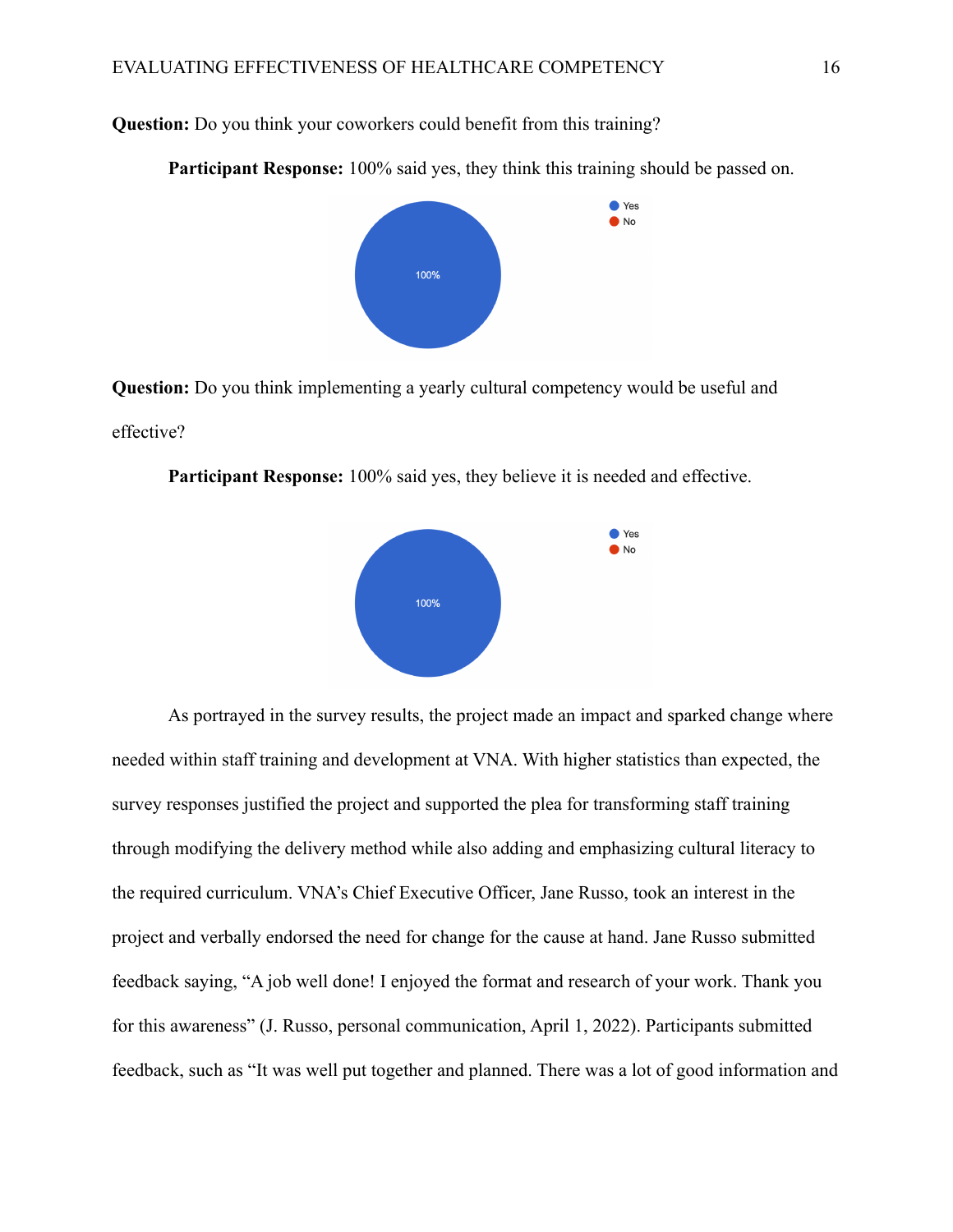**Question:** Do you think your coworkers could benefit from this training?

**Participant Response:** 100% said yes, they think this training should be passed on.

**Question:** Do you think implementing a yearly cultural competency would be useful and effective?

**Participant Response:** 100% said yes, they believe it is needed and effective.

As portrayed in the survey results, the project made an impact and sparked change where needed within staff training and development at VNA. With higher statistics than expected, the survey responses justified the project and supported the plea for transforming staff training through modifying the delivery method while also adding and emphasizing cultural literacy to the required curriculum. VNA's Chief Executive Officer, Jane Russo, took an interest in the project and verbally endorsed the need for change for the cause at hand. Jane Russo submitted feedback saying, "A job well done! I enjoyed the format and research of your work. Thank you for this awareness" (J. Russo, personal communication, April 1, 2022). Participants submitted feedback, such as "It was well put together and planned. There was a lot of good information and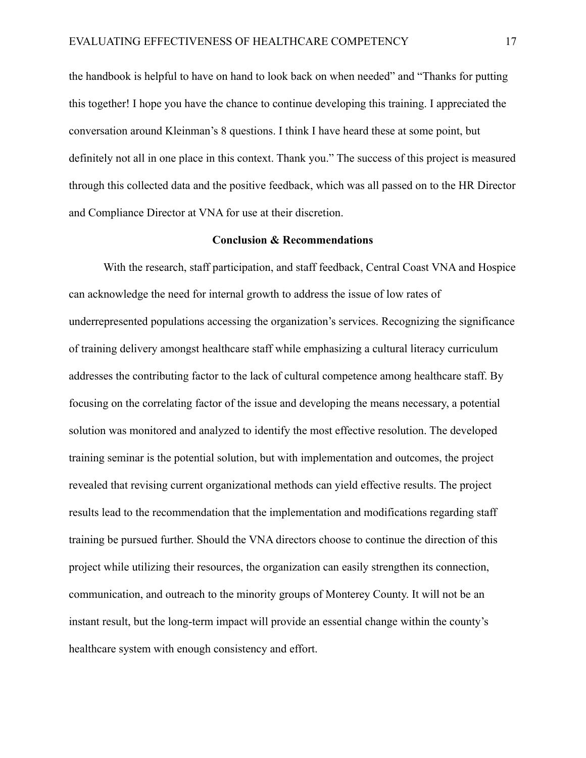the handbook is helpful to have on hand to look back on when needed" and "Thanks for putting this together! I hope you have the chance to continue developing this training. I appreciated the conversation around Kleinman's 8 questions. I think I have heard these at some point, but definitely not all in one place in this context. Thank you." The success of this project is measured through this collected data and the positive feedback, which was all passed on to the HR Director and Compliance Director at VNA for use at their discretion.

## Conclusion & Recommendations

With the research, staff participation, and staff feedback, Central Coast VNA and Hospice can acknowledge the need for internal growth to address the issue of low rates of underrepresented populations accessing the organization's services. Recognizing the significance of training delivery amongst healthcare staff while emphasizing a cultural literacy curriculum addresses the contributing factor to the lack of cultural competence among healthcare staff. By focusing on the correlating factor of the issue and developing the means necessary, a potential solution was monitored and analyzed to identify the most effective resolution. The developed training seminar is the potential solution, but with implementation and outcomes, the project revealed that revising current organizational methods can yield effective results. The project results lead to the recommendation that the implementation and modifications regarding staff training be pursued further. Should the VNA directors choose to continue the direction of this project while utilizing their resources, the organization can easily strengthen its connection, communication, and outreach to the minority groups of Monterey County. It will not be an instant result, but the long-term impact will provide an essential change within the county's healthcare system with enough consistency and effort.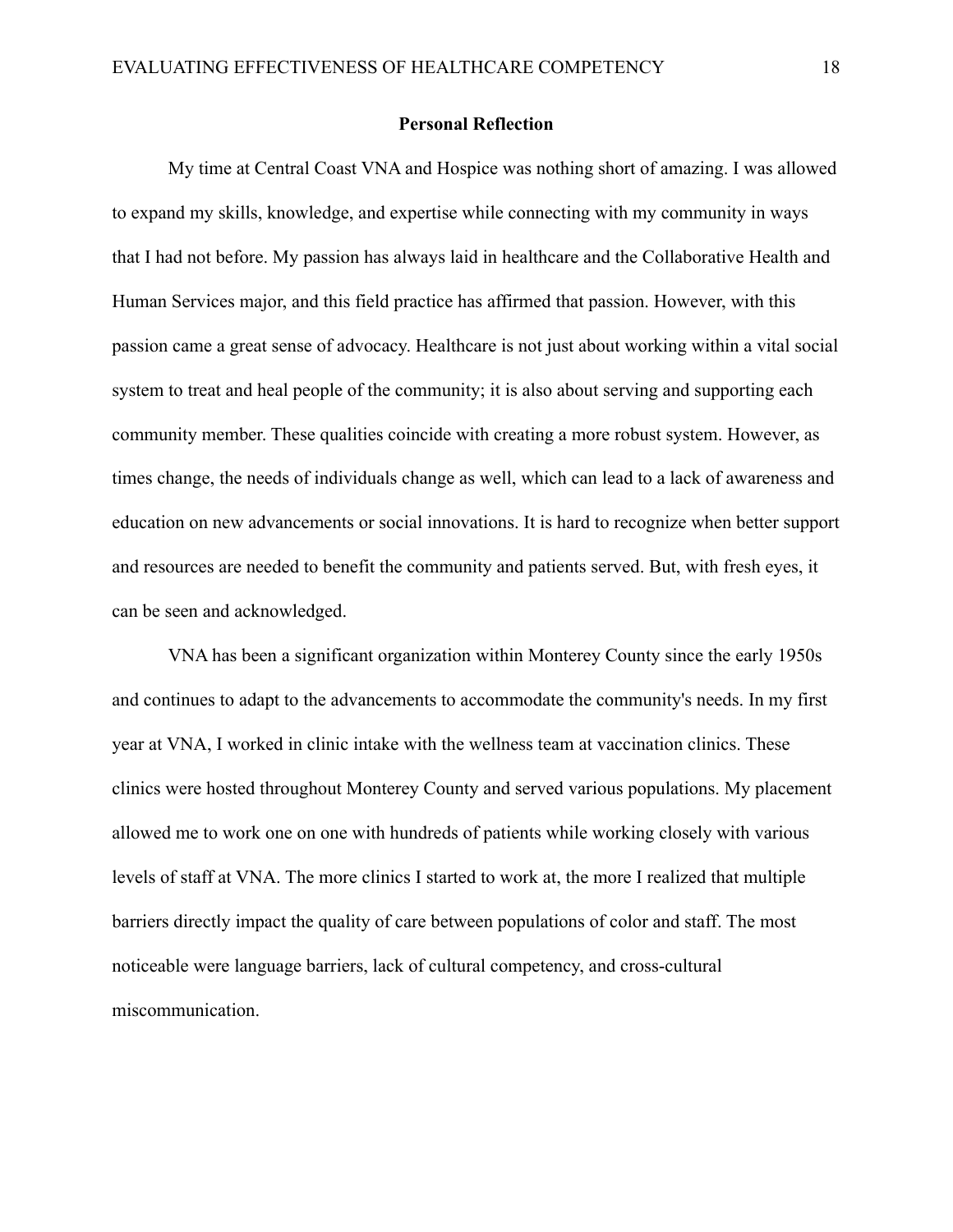## Personal Reflection

My time at Central Coast VNA and Hospice was nothing short of amazing. I was allowed to expand my skills, knowledge, and expertise while connecting with my community in ways that I had not before. My passion has always laid in healthcare and the Collaborative Health and Human Services major, and this field practice has affirmed that passion. However, with this passion came a great sense of advocacy. Healthcare is not just about working within a vital social system to treat and heal people of the community; it is also about serving and supporting each community member. These qualities coincide with creating a more robust system. However, as times change, the needs of individuals change as well, which can lead to a lack of awareness and education on new advancements or social innovations. It is hard to recognize when better support and resources are needed to benefit the community and patients served. But, with fresh eyes, it can be seen and acknowledged.

VNA has been a significant organization within Monterey County since the early 1950s and continues to adapt to the advancements to accommodate the community's needs. In my first year at VNA, I worked in clinic intake with the wellness team at vaccination clinics. These clinics were hosted throughout Monterey County and served various populations. My placement allowed me to work one on one with hundreds of patients while working closely with various levels of staff at VNA. The more clinics I started to work at, the more I realized that multiple barriers directly impact the quality of care between populations of color and staff. The most noticeable were language barriers, lack of cultural competency, and cross-cultural miscommunication.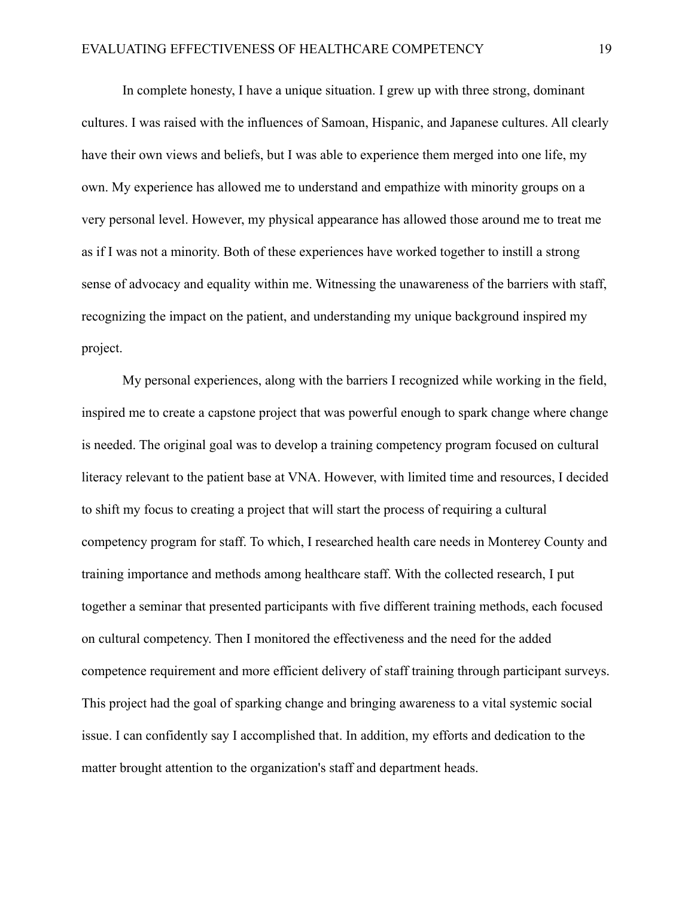In complete honesty, I have a unique situation. I grew up with three strong, dominant cultures. I was raised with the influences of Samoan, Hispanic, and Japanese cultures. All clearly have their own views and beliefs, but I was able to experience them merged into one life, my own. My experience has allowed me to understand and empathize with minority groups on a very personal level. However, my physical appearance has allowed those around me to treat me as if I was not a minority. Both of these experiences have worked together to instill a strong sense of advocacy and equality within me. Witnessing the unawareness of the barriers with staff, recognizing the impact on the patient, and understanding my unique background inspired my project.

My personal experiences, along with the barriers I recognized while working in the field, inspired me to create a capstone project that was powerful enough to spark change where change is needed. The original goal was to develop a training competency program focused on cultural literacy relevant to the patient base at VNA. However, with limited time and resources, I decided to shift my focus to creating a project that will start the process of requiring a cultural competency program for staff. To which, I researched health care needs in Monterey County and training importance and methods among healthcare staff. With the collected research, I put together a seminar that presented participants with five different training methods, each focused on cultural competency. Then I monitored the effectiveness and the need for the added competence requirement and more efficient delivery of staff training through participant surveys. This project had the goal of sparking change and bringing awareness to a vital systemic social issue. I can confidently say I accomplished that. In addition, my efforts and dedication to the matter brought attention to the organization's staff and department heads.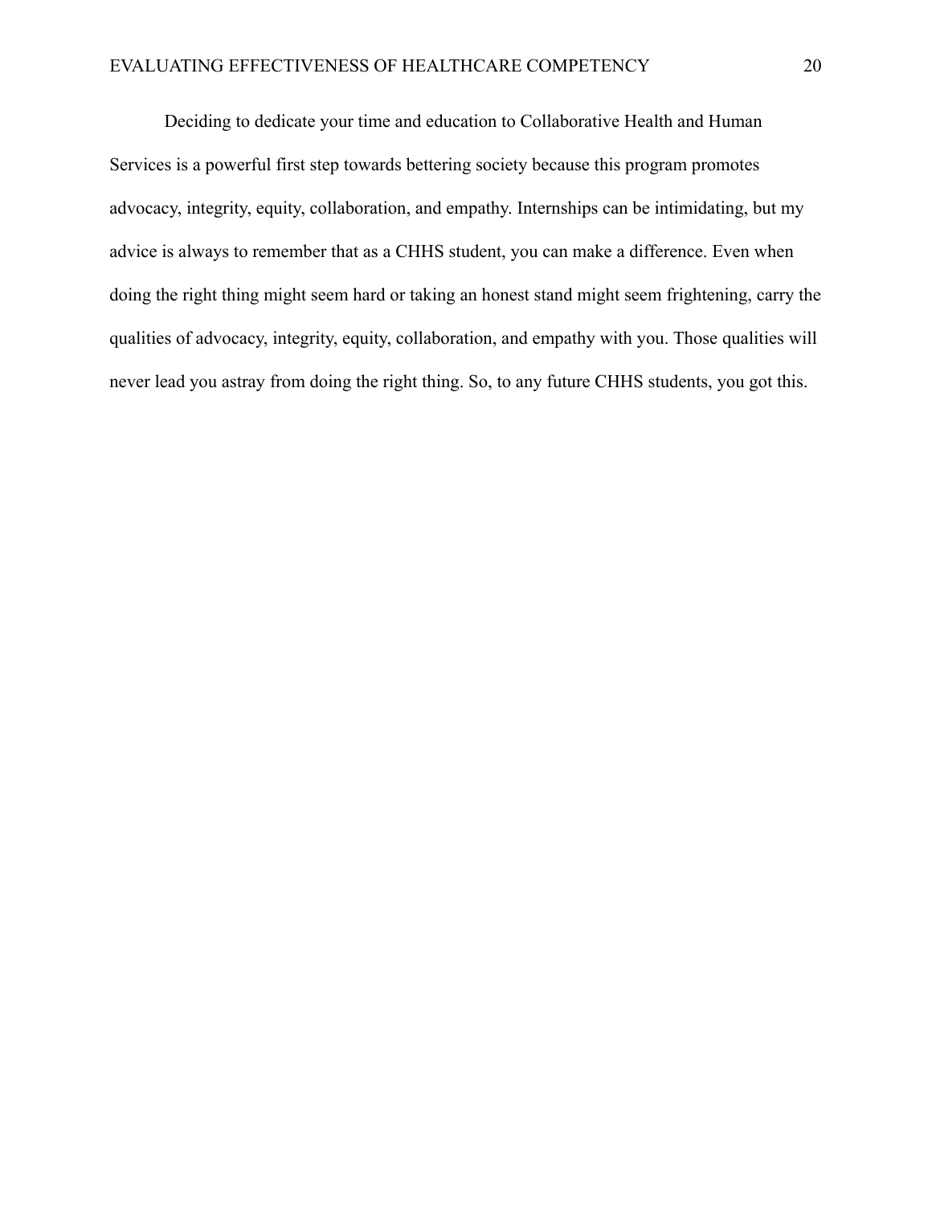Deciding to dedicate your time and education to Collaborative Health and Human Services is a powerful first step towards bettering society because this program promotes advocacy, integrity, equity, collaboration, and empathy. Internships can be intimidating, but my advice is always to remember that as a CHHS student, you can make a difference. Even when doing the right thing might seem hard or taking an honest stand might seem frightening, carry the qualities of advocacy, integrity, equity, collaboration, and empathy with you. Those qualities will never lead you astray from doing the right thing. So, to any future CHHS students, you got this.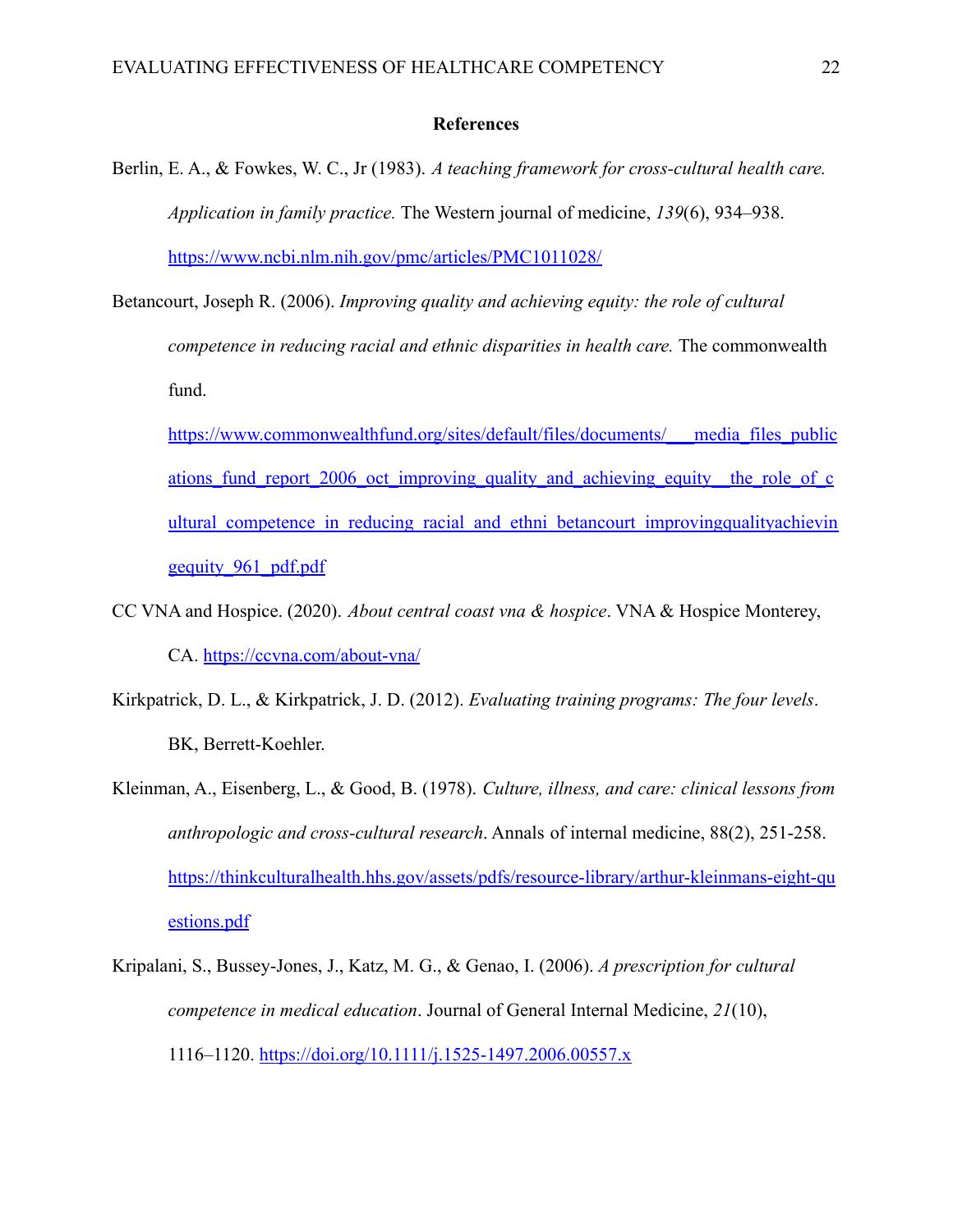# References

Berlin, E. A., & Fowkes, W. C., Jr (1983). *A teaching framework for cross-cultural health care. Application in family practice.* The Western journal of medicine, *139*(6), 934–938. https://www.ncbi.nlm.nih.gov/pmc/articles/PMC1011028/

Betancourt, Joseph R. (2006). *Improving quality and achieving equity: the role of cultural competence in reducing racial and ethnic disparities in health care.* The commonwealth fund. https://www.commonwealthfund.org/sites/default/files/documents/___media_files_publications_fund_report_2006_oct_improving_quality_and_achieving_equity__the_role_of_cultural_competence_in_reducing_racial_and_ethni_betancourt_improvingqualityachievingequity_961_pdf.pdf

CC VNA and Hospice. (2020). *About central coast vna & hospice*. VNA & Hospice Monterey, CA. https://ccvna.com/about-vna/

Kirkpatrick, D. L., & Kirkpatrick, J. D. (2012). *Evaluating training programs: The four levels*. BK, Berrett-Koehler.

Kleinman, A., Eisenberg, L., & Good, B. (1978). *Culture, illness, and care: clinical lessons from anthropologic and cross-cultural research*. Annals of internal medicine, 88(2), 251-258. https://thinkculturalhealth.hhs.gov/assets/pdfs/resource-library/arthur-kleinmans-eight-questions.pdf

Kripalani, S., Bussey-Jones, J., Katz, M. G., & Genao, I. (2006). *A prescription for cultural competence in medical education*. Journal of General Internal Medicine, *21*(10), 1116–1120. https://doi.org/10.1111/j.1525-1497.2006.00557.x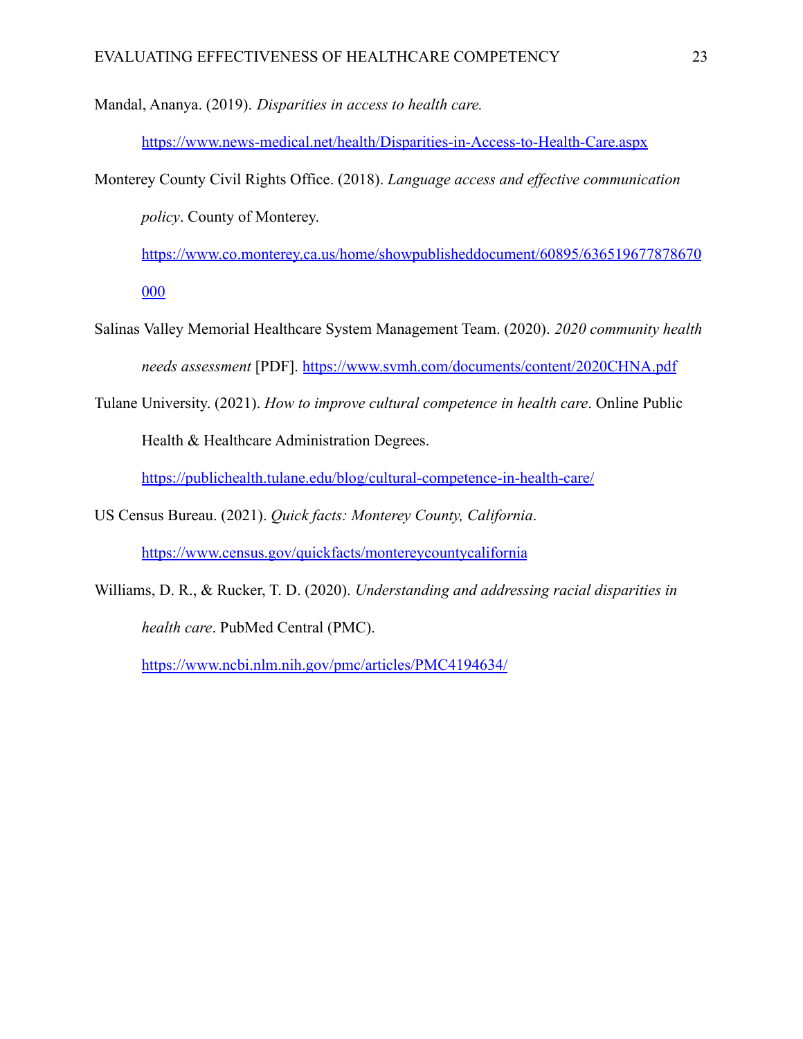Mandal, Ananya. (2019). *Disparities in access to health care.* https://www.news-medical.net/health/Disparities-in-Access-to-Health-Care.aspx

Monterey County Civil Rights Office. (2018). *Language access and effective communication policy*. County of Monterey. https://www.co.monterey.ca.us/home/showpublisheddocument/60895/636519677878670000

Salinas Valley Memorial Healthcare System Management Team. (2020). *2020 community health needs assessment* [PDF]. https://www.svmh.com/documents/content/2020CHNA.pdf

Tulane University. (2021). *How to improve cultural competence in health care*. Online Public Health & Healthcare Administration Degrees. https://publichealth.tulane.edu/blog/cultural-competence-in-health-care/

US Census Bureau. (2021). *Quick facts: Monterey County, California*. https://www.census.gov/quickfacts/montereycountycalifornia

Williams, D. R., & Rucker, T. D. (2020). *Understanding and addressing racial disparities in health care*. PubMed Central (PMC). https://www.ncbi.nlm.nih.gov/pmc/articles/PMC4194634/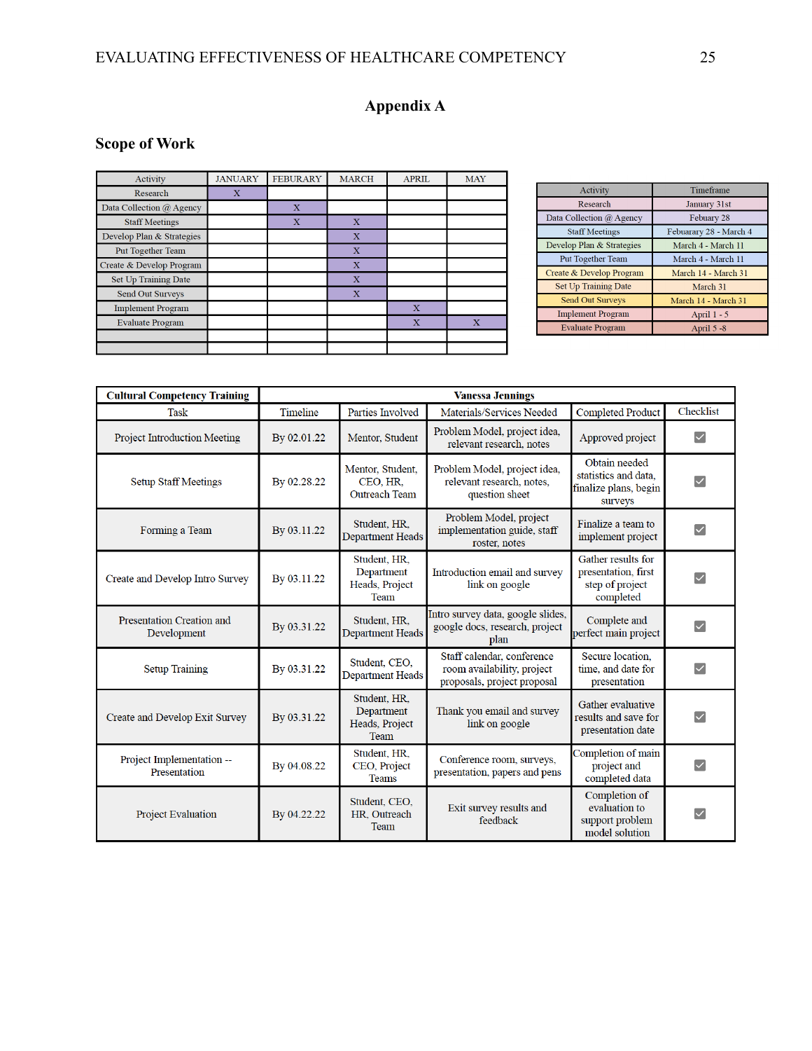# Appendix A

## Scope of Work

| Activity | JANUARY | FEBURARY | MARCH | APRIL | MAY |
|---|---|---|---|---|---|
| Research | X | | | | |
| Data Collection @ Agency | | X | | | |
| Staff Meetings | | X | X | | |
| Develop Plan & Strategies | | | X | | |
| Put Together Team | | | X | | |
| Create & Develop Program | | | X | | |
| Set Up Training Date | | | X | | |
| Send Out Surveys | | | X | | |
| Implement Program | | | | X | |
| Evaluate Program | | | | X | X |
| | | | | | |
| | | | | | |

| Activity | Timeframe |
|---|---|
| Research | January 31st |
| Data Collection @ Agency | Febuary 28 |
| Staff Meetings | Febuarary 28 - March 4 |
| Develop Plan & Strategies | March 4 - March 11 |
| Put Together Team | March 4 - March 11 |
| Create & Develop Program | March 14 - March 31 |
| Set Up Training Date | March 31 |
| Send Out Surveys | March 14 - March 31 |
| Implement Program | April 1 - 5 |
| Evaluate Program | April 5 -8 |

| Cultural Competency Training | Vanessa Jennings | | | | |
|---|---|---|---|---|---|
| **Task** | **Timeline** | **Parties Involved** | **Materials/Services Needed** | **Completed Product** | **Checklist** |
| Project Introduction Meeting | By 02.01.22 | Mentor, Student | Problem Model, project idea, relevant research, notes | Approved project | ☑ |
| Setup Staff Meetings | By 02.28.22 | Mentor, Student, CEO, HR, Outreach Team | Problem Model, project idea, relevant research, notes, question sheet | Obtain needed statistics and data, finalize plans, begin surveys | ☑ |
| Forming a Team | By 03.11.22 | Student, HR, Department Heads | Problem Model, project implementation guide, staff roster, notes | Finalize a team to implement project | ☑ |
| Create and Develop Intro Survey | By 03.11.22 | Student, HR, Department Heads, Project Team | Introduction email and survey link on google | Gather results for presentation, first step of project completed | ☑ |
| Presentation Creation and Development | By 03.31.22 | Student, HR, Department Heads | Intro survey data, google slides, google docs, research, project plan | Complete and perfect main project | ☑ |
| Setup Training | By 03.31.22 | Student, CEO, Department Heads | Staff calendar, conference room availability, project proposals, project proposal | Secure location, time, and date for presentation | ☑ |
| Create and Develop Exit Survey | By 03.31.22 | Student, HR, Department Heads, Project Team | Thank you email and survey link on google | Gather evaluative results and save for presentation date | ☑ |
| Project Implementation -- Presentation | By 04.08.22 | Student, HR, CEO, Project Teams | Conference room, surveys, presentation, papers and pens | Completion of main project and completed data | ☑ |
| Project Evaluation | By 04.22.22 | Student, CEO, HR, Outreach Team | Exit survey results and feedback | Completion of evaluation to support problem model solution | ☑ |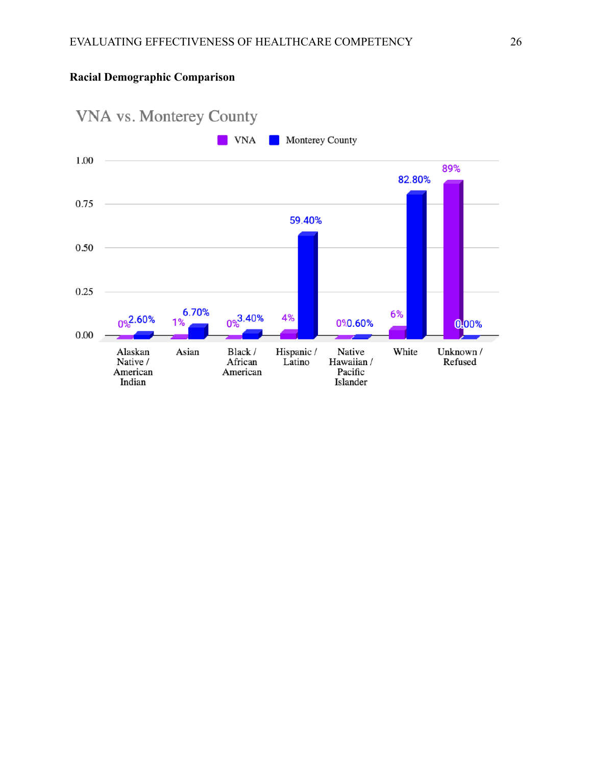**Racial Demographic Comparison**

VNA vs. Monterey County

VNA
Monterey County

1.00
0.75
0.50
0.25
0.00

Alaskan Native / American Indian: 0% 2.60%
Asian: 1% 6.70%
Black / African American: 0% 3.40%
Hispanic / Latino: 4% 59.40%
Native Hawaiian / Pacific Islander: 0% 0.60%
White: 6% 82.80%
Unknown / Refused: 89% 0.00%